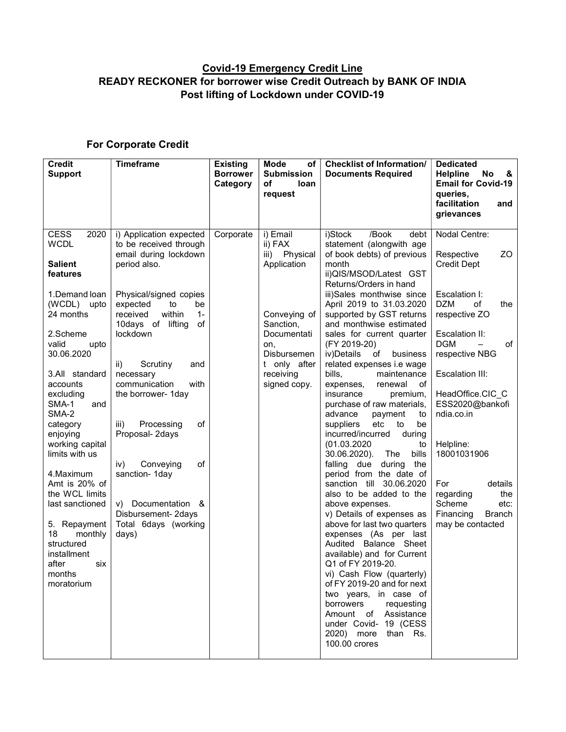# Covid-19 Emergency Credit Line

## READY RECKONER for borrower wise Credit Outreach by BANK OF INDIA Post lifting of Lockdown under COVID-19

### For Corporate Credit

| Credit Support | Timeframe | Existing Borrower Category | Mode of Submission of loan request | Checklist of Information/ Documents Required | Dedicated Helpline No & Email for Covid-19 queries, facilitation and grievances |
|---|---|---|---|---|---|
| CESS 2020 WCDL<br><br>**Salient features**<br><br>1.Demand loan (WCDL) upto 24 months<br><br>2.Scheme valid upto 30.06.2020<br><br>3.All standard accounts excluding SMA-1 and SMA-2 category enjoying working capital limits with us<br><br>4.Maximum Amt is 20% of the WCL limits last sanctioned<br><br>5. Repayment 18 monthly structured installment after six months moratorium | i) Application expected to be received through email during lockdown period also.<br><br>Physical/signed copies expected to be received within 1-10days of lifting of lockdown<br><br>ii) Scrutiny and necessary communication with the borrower- 1day<br><br>iii) Processing of Proposal- 2days<br><br>iv) Conveying of sanction- 1day<br><br>v) Documentation & Disbursement- 2days<br>Total 6days (working days) | Corporate | i) Email<br>ii) FAX<br>iii) Physical Application<br><br>Conveying of Sanction, Documentation, Disbursement only after receiving signed copy. | i)Stock /Book debt statement (alongwith age of book debts) of previous month<br>ii)QIS/MSOD/Latest GST Returns/Orders in hand<br>iii)Sales monthwise since April 2019 to 31.03.2020 supported by GST returns and monthwise estimated sales for current quarter (FY 2019-20)<br>iv)Details of business related expenses i.e wage bills, maintenance expenses, renewal of insurance premium, purchase of raw materials, advance payment to suppliers etc to be incurred/incurred during (01.03.2020 to 30.06.2020). The bills falling due during the period from the date of sanction till 30.06.2020 also to be added to the above expenses.<br>v) Details of expenses as above for last two quarters expenses (As per last Audited Balance Sheet available) and for Current Q1 of FY 2019-20.<br>vi) Cash Flow (quarterly) of FY 2019-20 and for next two years, in case of borrowers requesting Amount of Assistance under Covid- 19 (CESS 2020) more than Rs. 100.00 crores | Nodal Centre:<br><br>Respective ZO Credit Dept<br><br>Escalation I:<br>DZM of the respective ZO<br><br>Escalation II:<br>DGM – of respective NBG<br><br>Escalation III:<br><br>HeadOffice.CIC_CESS2020@bankofindia.co.in<br><br>Helpline: 18001031906<br><br>For details regarding the Scheme etc: Financing Branch may be contacted |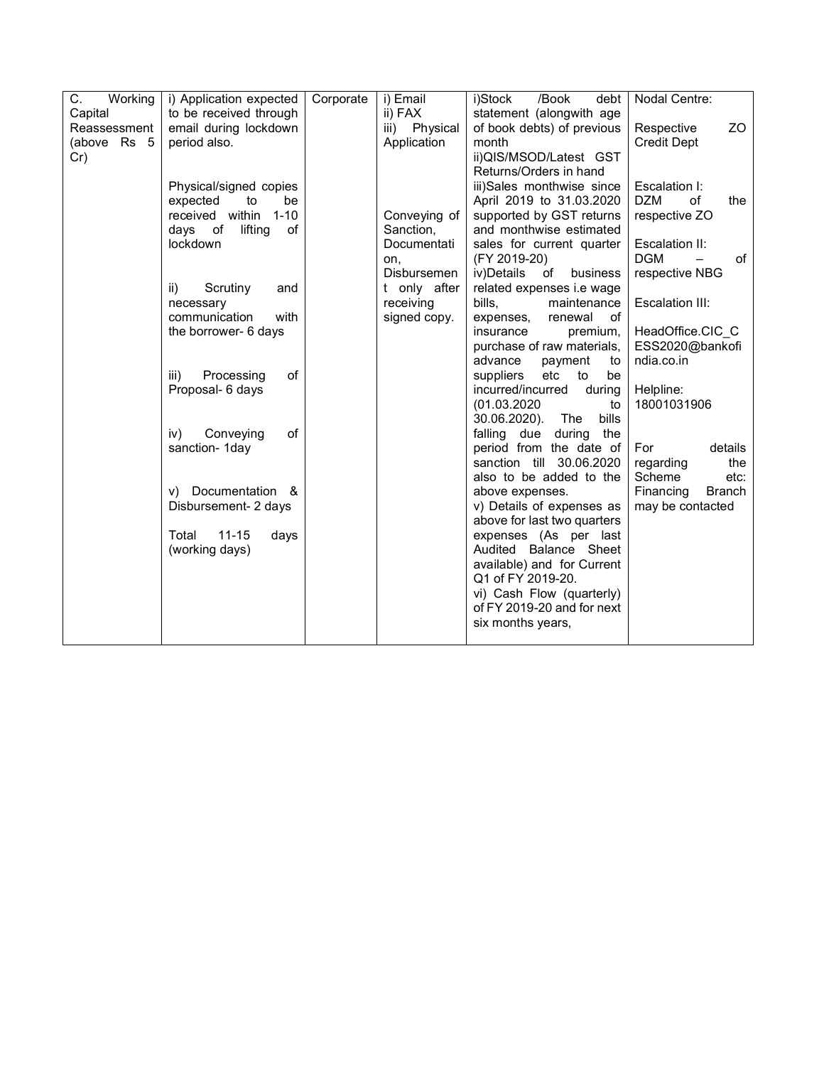| | | | | | |
|---|---|---|---|---|---|
| C. Working Capital Reassessment (above Rs 5 Cr) | i) Application expected to be received through email during lockdown period also.<br><br>Physical/signed copies expected to be received within 1-10 days of lifting of lockdown<br><br>ii) Scrutiny and necessary communication with the borrower- 6 days<br><br>iii) Processing of Proposal- 6 days<br><br>iv) Conveying of sanction- 1day<br><br>v) Documentation & Disbursement- 2 days<br><br>Total 11-15 days (working days) | Corporate | i) Email<br>ii) FAX<br>iii) Physical Application<br><br>Conveying of Sanction, Documentation, Disbursement only after receiving signed copy. | i)Stock /Book debt statement (alongwith age of book debts) of previous month<br>ii)QIS/MSOD/Latest GST Returns/Orders in hand<br>iii)Sales monthwise since April 2019 to 31.03.2020 supported by GST returns and monthwise estimated sales for current quarter (FY 2019-20)<br>iv)Details of business related expenses i.e wage bills, maintenance expenses, renewal of insurance premium, purchase of raw materials, advance payment to suppliers etc to be incurred/incurred during (01.03.2020 to 30.06.2020). The bills falling due during the period from the date of sanction till 30.06.2020 also to be added to the above expenses.<br>v) Details of expenses as above for last two quarters expenses (As per last Audited Balance Sheet available) and for Current Q1 of FY 2019-20.<br>vi) Cash Flow (quarterly) of FY 2019-20 and for next six months years, | Nodal Centre:<br><br>Respective ZO Credit Dept<br><br>Escalation I:<br>DZM of the respective ZO<br><br>Escalation II:<br>DGM – of respective NBG<br><br>Escalation III:<br><br>HeadOffice.CIC_CESS2020@bankofindia.co.in<br><br>Helpline:<br>18001031906<br><br>For details regarding the Scheme etc: Financing Branch may be contacted |